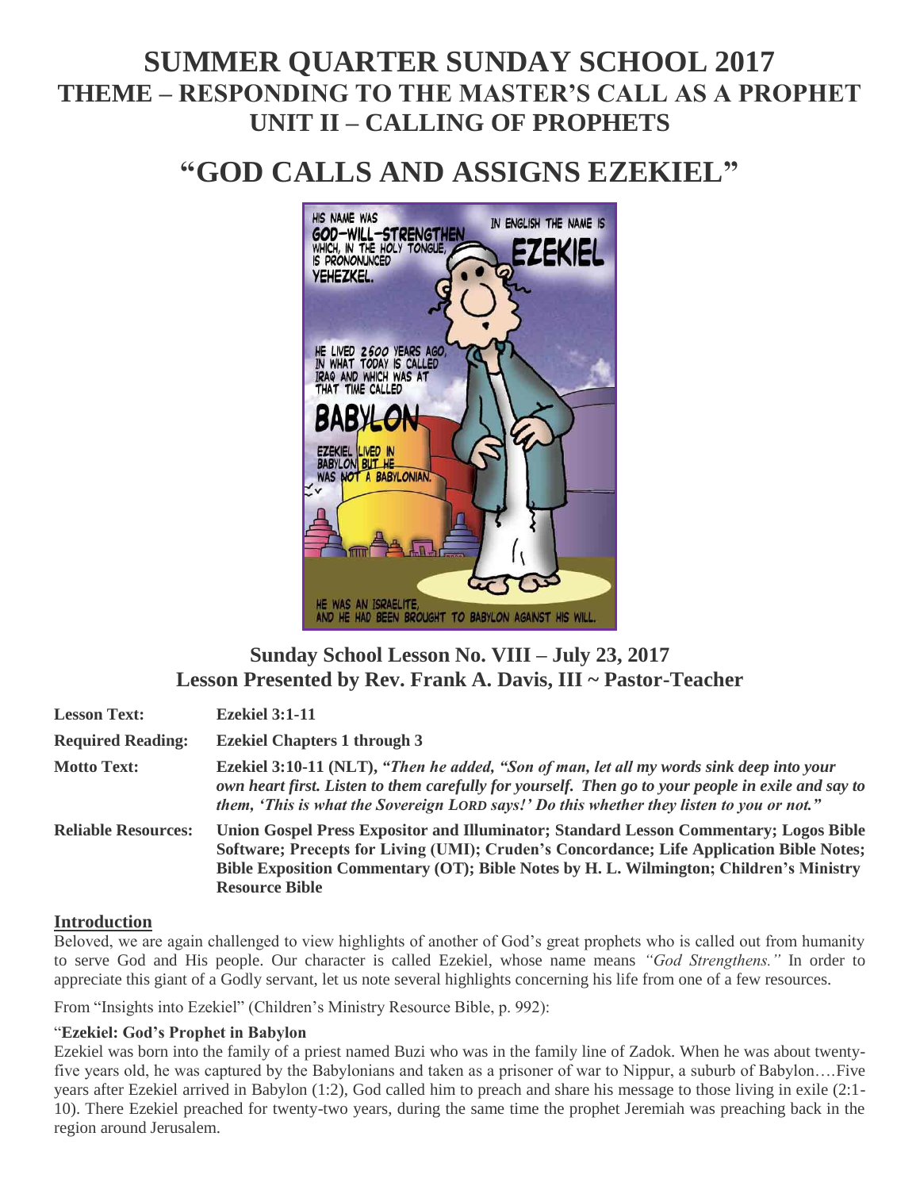# SUMMER QUARTER SUNDAY SCHOOL 2017
## THEME – RESPONDING TO THE MASTER'S CALL AS A PROPHET
## UNIT II – CALLING OF PROPHETS

# "GOD CALLS AND ASSIGNS EZEKIEL"

### Sunday School Lesson No. VIII – July 23, 2017
### Lesson Presented by Rev. Frank A. Davis, III ~ Pastor-Teacher

| | |
|---|---|
| **Lesson Text:** | **Ezekiel 3:1-11** |
| **Required Reading:** | **Ezekiel Chapters 1 through 3** |
| **Motto Text:** | **Ezekiel 3:10-11 (NLT),** ***"Then he added, "Son of man, let all my words sink deep into your own heart first. Listen to them carefully for yourself. Then go to your people in exile and say to them, 'This is what the Sovereign LORD says!' Do this whether they listen to you or not."*** |
| **Reliable Resources:** | **Union Gospel Press Expositor and Illuminator; Standard Lesson Commentary; Logos Bible Software; Precepts for Living (UMI); Cruden's Concordance; Life Application Bible Notes; Bible Exposition Commentary (OT); Bible Notes by H. L. Wilmington; Children's Ministry Resource Bible** |

## Introduction

Beloved, we are again challenged to view highlights of another of God's great prophets who is called out from humanity to serve God and His people. Our character is called Ezekiel, whose name means *"God Strengthens."* In order to appreciate this giant of a Godly servant, let us note several highlights concerning his life from one of a few resources.

From "Insights into Ezekiel" (Children's Ministry Resource Bible, p. 992):

"**Ezekiel: God's Prophet in Babylon**

Ezekiel was born into the family of a priest named Buzi who was in the family line of Zadok. When he was about twenty-five years old, he was captured by the Babylonians and taken as a prisoner of war to Nippur, a suburb of Babylon….Five years after Ezekiel arrived in Babylon (1:2), God called him to preach and share his message to those living in exile (2:1-10). There Ezekiel preached for twenty-two years, during the same time the prophet Jeremiah was preaching back in the region around Jerusalem.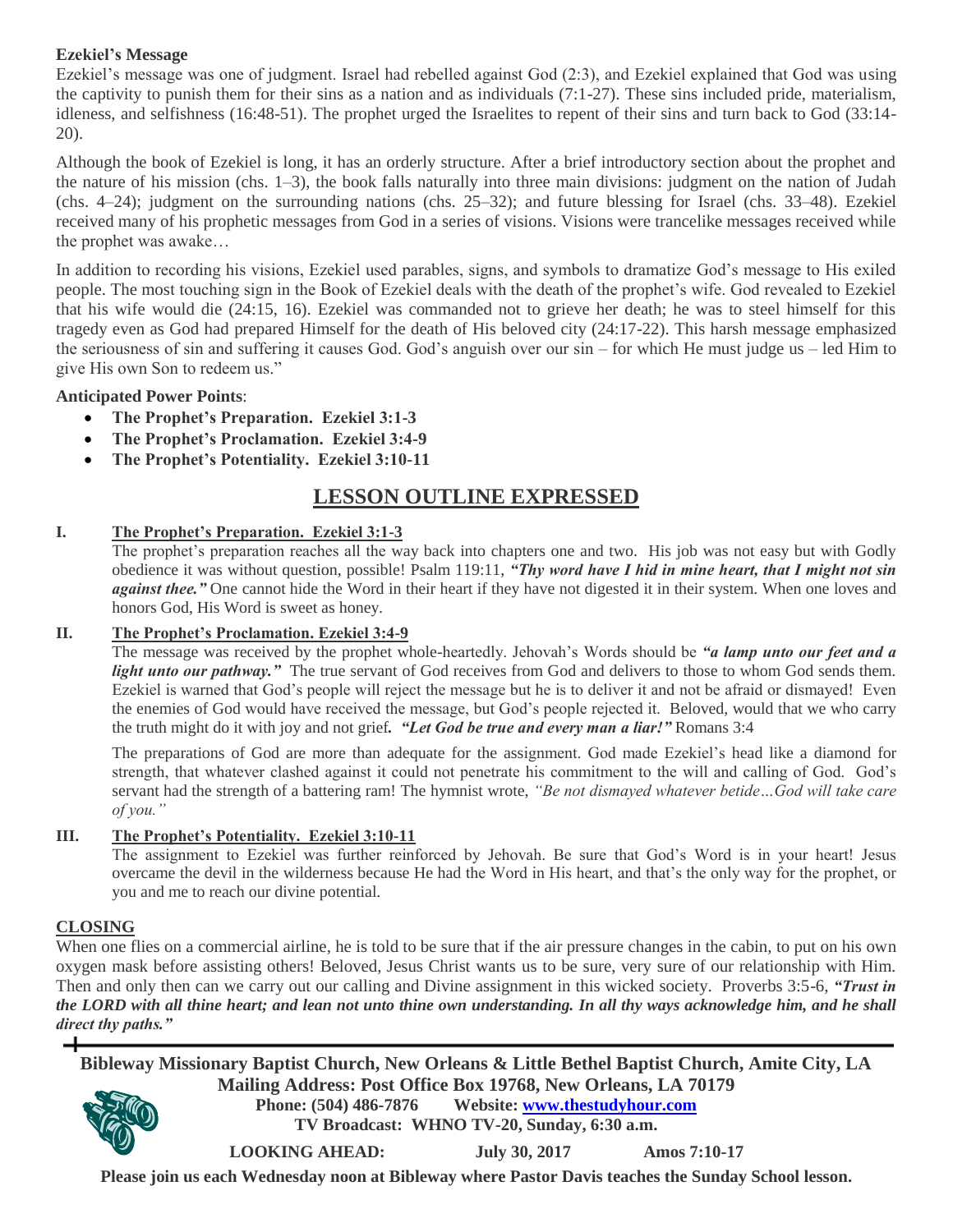**Ezekiel's Message**

Ezekiel's message was one of judgment. Israel had rebelled against God (2:3), and Ezekiel explained that God was using the captivity to punish them for their sins as a nation and as individuals (7:1-27). These sins included pride, materialism, idleness, and selfishness (16:48-51). The prophet urged the Israelites to repent of their sins and turn back to God (33:14-20).

Although the book of Ezekiel is long, it has an orderly structure. After a brief introductory section about the prophet and the nature of his mission (chs. 1–3), the book falls naturally into three main divisions: judgment on the nation of Judah (chs. 4–24); judgment on the surrounding nations (chs. 25–32); and future blessing for Israel (chs. 33–48). Ezekiel received many of his prophetic messages from God in a series of visions. Visions were trancelike messages received while the prophet was awake…

In addition to recording his visions, Ezekiel used parables, signs, and symbols to dramatize God's message to His exiled people. The most touching sign in the Book of Ezekiel deals with the death of the prophet's wife. God revealed to Ezekiel that his wife would die (24:15, 16). Ezekiel was commanded not to grieve her death; he was to steel himself for this tragedy even as God had prepared Himself for the death of His beloved city (24:17-22). This harsh message emphasized the seriousness of sin and suffering it causes God. God's anguish over our sin – for which He must judge us – led Him to give His own Son to redeem us."

**Anticipated Power Points**:

- **The Prophet's Preparation. Ezekiel 3:1-3**
- **The Prophet's Proclamation. Ezekiel 3:4-9**
- **The Prophet's Potentiality. Ezekiel 3:10-11**

## LESSON OUTLINE EXPRESSED

**I. The Prophet's Preparation. Ezekiel 3:1-3**

The prophet's preparation reaches all the way back into chapters one and two. His job was not easy but with Godly obedience it was without question, possible! Psalm 119:11, ***"Thy word have I hid in mine heart, that I might not sin against thee."*** One cannot hide the Word in their heart if they have not digested it in their system. When one loves and honors God, His Word is sweet as honey.

**II. The Prophet's Proclamation. Ezekiel 3:4-9**

The message was received by the prophet whole-heartedly. Jehovah's Words should be ***"a lamp unto our feet and a light unto our pathway."*** The true servant of God receives from God and delivers to those to whom God sends them. Ezekiel is warned that God's people will reject the message but he is to deliver it and not be afraid or dismayed! Even the enemies of God would have received the message, but God's people rejected it. Beloved, would that we who carry the truth might do it with joy and not grief***. "Let God be true and every man a liar!"*** Romans 3:4

The preparations of God are more than adequate for the assignment. God made Ezekiel's head like a diamond for strength, that whatever clashed against it could not penetrate his commitment to the will and calling of God. God's servant had the strength of a battering ram! The hymnist wrote, *"Be not dismayed whatever betide…God will take care of you."*

**III. The Prophet's Potentiality. Ezekiel 3:10-11**

The assignment to Ezekiel was further reinforced by Jehovah. Be sure that God's Word is in your heart! Jesus overcame the devil in the wilderness because He had the Word in His heart, and that's the only way for the prophet, or you and me to reach our divine potential.

**CLOSING**

When one flies on a commercial airline, he is told to be sure that if the air pressure changes in the cabin, to put on his own oxygen mask before assisting others! Beloved, Jesus Christ wants us to be sure, very sure of our relationship with Him. Then and only then can we carry out our calling and Divine assignment in this wicked society. Proverbs 3:5-6, ***"Trust in the LORD with all thine heart; and lean not unto thine own understanding. In all thy ways acknowledge him, and he shall direct thy paths."***

**Bibleway Missionary Baptist Church, New Orleans & Little Bethel Baptist Church, Amite City, LA**
**Mailing Address: Post Office Box 19768, New Orleans, LA 70179**
**Phone: (504) 486-7876 Website: www.thestudyhour.com**
**TV Broadcast: WHNO TV-20, Sunday, 6:30 a.m.**

**LOOKING AHEAD: July 30, 2017 Amos 7:10-17**

**Please join us each Wednesday noon at Bibleway where Pastor Davis teaches the Sunday School lesson.**